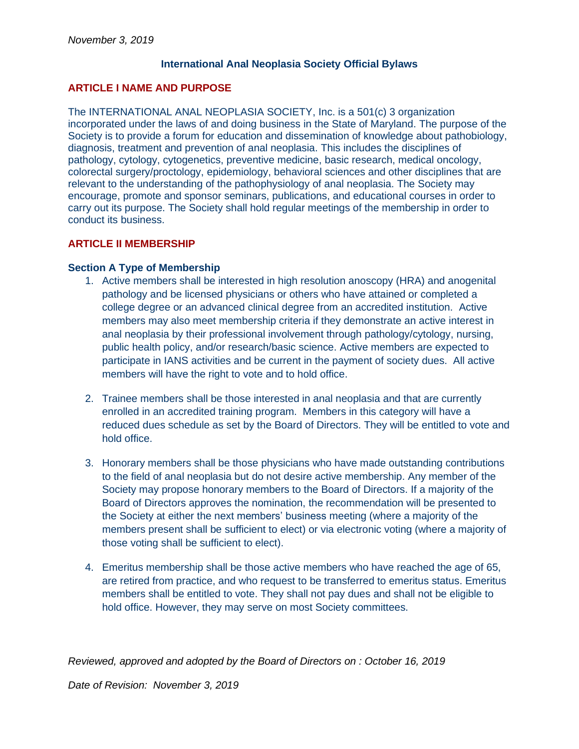*November 3, 2019*

**International Anal Neoplasia Society Official Bylaws**

## ARTICLE I NAME AND PURPOSE

The INTERNATIONAL ANAL NEOPLASIA SOCIETY, Inc. is a 501(c) 3 organization incorporated under the laws of and doing business in the State of Maryland. The purpose of the Society is to provide a forum for education and dissemination of knowledge about pathobiology, diagnosis, treatment and prevention of anal neoplasia. This includes the disciplines of pathology, cytology, cytogenetics, preventive medicine, basic research, medical oncology, colorectal surgery/proctology, epidemiology, behavioral sciences and other disciplines that are relevant to the understanding of the pathophysiology of anal neoplasia. The Society may encourage, promote and sponsor seminars, publications, and educational courses in order to carry out its purpose. The Society shall hold regular meetings of the membership in order to conduct its business.

## ARTICLE II MEMBERSHIP

### Section A Type of Membership

1. Active members shall be interested in high resolution anoscopy (HRA) and anogenital pathology and be licensed physicians or others who have attained or completed a college degree or an advanced clinical degree from an accredited institution. Active members may also meet membership criteria if they demonstrate an active interest in anal neoplasia by their professional involvement through pathology/cytology, nursing, public health policy, and/or research/basic science. Active members are expected to participate in IANS activities and be current in the payment of society dues. All active members will have the right to vote and to hold office.

2. Trainee members shall be those interested in anal neoplasia and that are currently enrolled in an accredited training program. Members in this category will have a reduced dues schedule as set by the Board of Directors. They will be entitled to vote and hold office.

3. Honorary members shall be those physicians who have made outstanding contributions to the field of anal neoplasia but do not desire active membership. Any member of the Society may propose honorary members to the Board of Directors. If a majority of the Board of Directors approves the nomination, the recommendation will be presented to the Society at either the next members' business meeting (where a majority of the members present shall be sufficient to elect) or via electronic voting (where a majority of those voting shall be sufficient to elect).

4. Emeritus membership shall be those active members who have reached the age of 65, are retired from practice, and who request to be transferred to emeritus status. Emeritus members shall be entitled to vote. They shall not pay dues and shall not be eligible to hold office. However, they may serve on most Society committees.

*Reviewed, approved and adopted by the Board of Directors on : October 16, 2019*

*Date of Revision: November 3, 2019*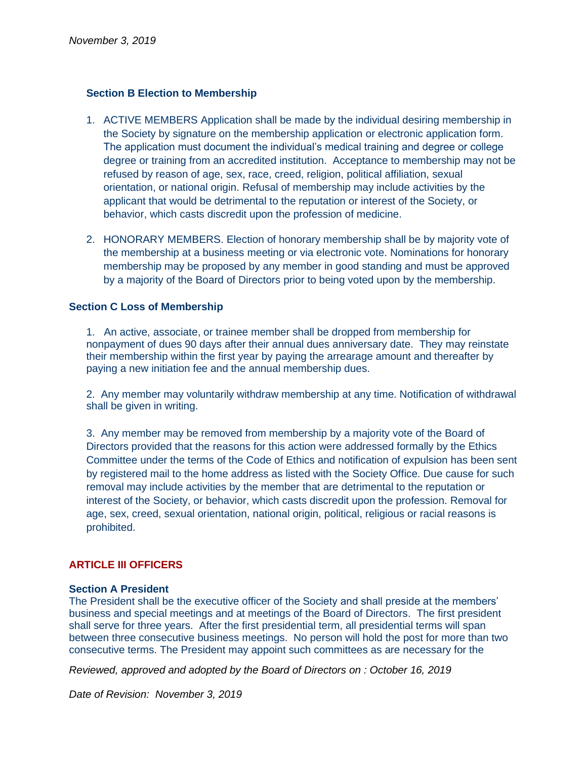### Section B Election to Membership

1. ACTIVE MEMBERS Application shall be made by the individual desiring membership in the Society by signature on the membership application or electronic application form. The application must document the individual's medical training and degree or college degree or training from an accredited institution. Acceptance to membership may not be refused by reason of age, sex, race, creed, religion, political affiliation, sexual orientation, or national origin. Refusal of membership may include activities by the applicant that would be detrimental to the reputation or interest of the Society, or behavior, which casts discredit upon the profession of medicine.

2. HONORARY MEMBERS. Election of honorary membership shall be by majority vote of the membership at a business meeting or via electronic vote. Nominations for honorary membership may be proposed by any member in good standing and must be approved by a majority of the Board of Directors prior to being voted upon by the membership.

### Section C Loss of Membership

1. An active, associate, or trainee member shall be dropped from membership for nonpayment of dues 90 days after their annual dues anniversary date. They may reinstate their membership within the first year by paying the arrearage amount and thereafter by paying a new initiation fee and the annual membership dues.

2. Any member may voluntarily withdraw membership at any time. Notification of withdrawal shall be given in writing.

3. Any member may be removed from membership by a majority vote of the Board of Directors provided that the reasons for this action were addressed formally by the Ethics Committee under the terms of the Code of Ethics and notification of expulsion has been sent by registered mail to the home address as listed with the Society Office. Due cause for such removal may include activities by the member that are detrimental to the reputation or interest of the Society, or behavior, which casts discredit upon the profession. Removal for age, sex, creed, sexual orientation, national origin, political, religious or racial reasons is prohibited.

## ARTICLE III OFFICERS

### Section A President

The President shall be the executive officer of the Society and shall preside at the members' business and special meetings and at meetings of the Board of Directors. The first president shall serve for three years. After the first presidential term, all presidential terms will span between three consecutive business meetings. No person will hold the post for more than two consecutive terms. The President may appoint such committees as are necessary for the

*Reviewed, approved and adopted by the Board of Directors on : October 16, 2019*

*Date of Revision: November 3, 2019*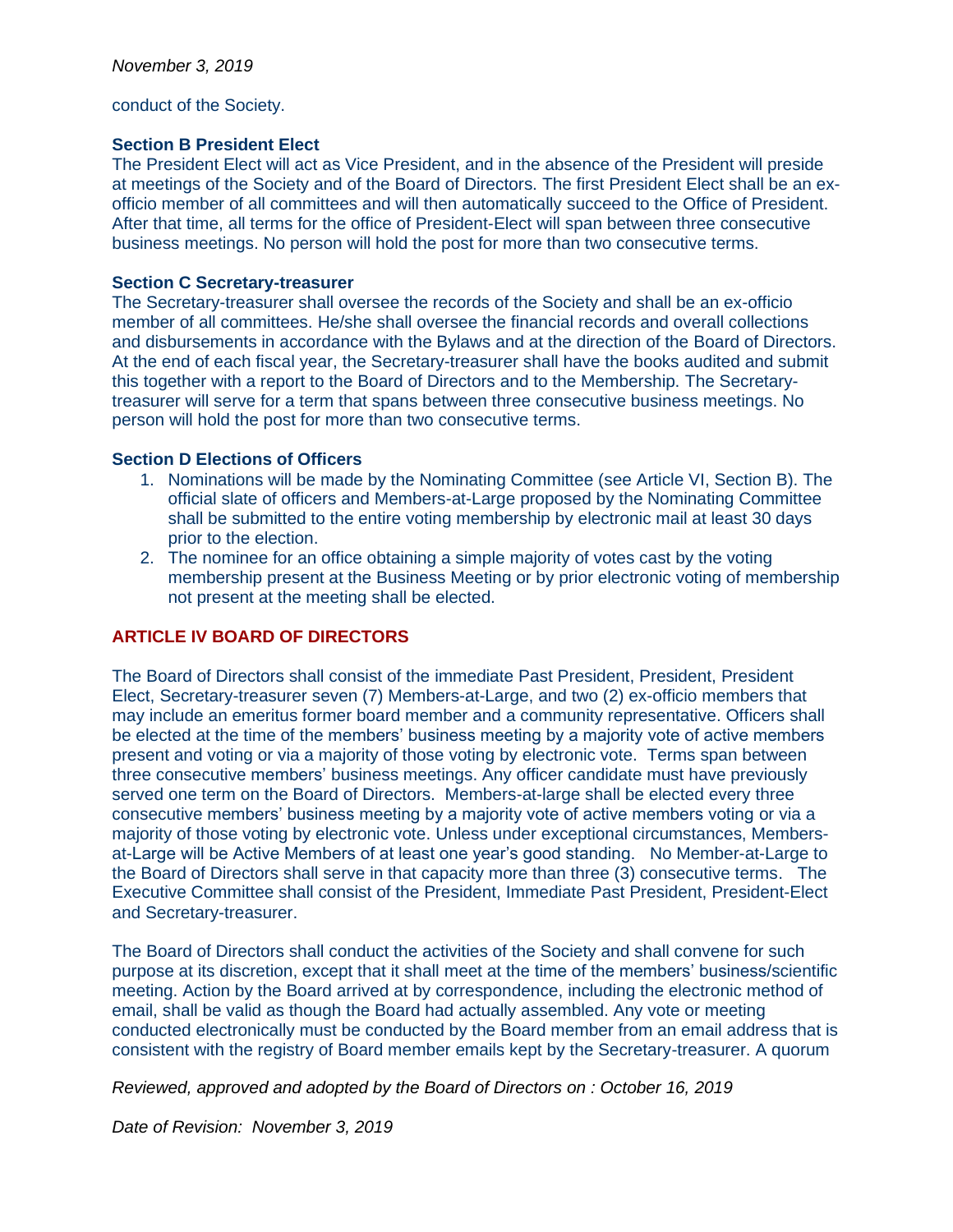conduct of the Society.

**Section B President Elect**
The President Elect will act as Vice President, and in the absence of the President will preside at meetings of the Society and of the Board of Directors. The first President Elect shall be an ex-officio member of all committees and will then automatically succeed to the Office of President. After that time, all terms for the office of President-Elect will span between three consecutive business meetings. No person will hold the post for more than two consecutive terms.

**Section C Secretary-treasurer**
The Secretary-treasurer shall oversee the records of the Society and shall be an ex-officio member of all committees. He/she shall oversee the financial records and overall collections and disbursements in accordance with the Bylaws and at the direction of the Board of Directors. At the end of each fiscal year, the Secretary-treasurer shall have the books audited and submit this together with a report to the Board of Directors and to the Membership. The Secretary-treasurer will serve for a term that spans between three consecutive business meetings. No person will hold the post for more than two consecutive terms.

**Section D Elections of Officers**

1. Nominations will be made by the Nominating Committee (see Article VI, Section B). The official slate of officers and Members-at-Large proposed by the Nominating Committee shall be submitted to the entire voting membership by electronic mail at least 30 days prior to the election.
2. The nominee for an office obtaining a simple majority of votes cast by the voting membership present at the Business Meeting or by prior electronic voting of membership not present at the meeting shall be elected.

## ARTICLE IV BOARD OF DIRECTORS

The Board of Directors shall consist of the immediate Past President, President, President Elect, Secretary-treasurer seven (7) Members-at-Large, and two (2) ex-officio members that may include an emeritus former board member and a community representative. Officers shall be elected at the time of the members' business meeting by a majority vote of active members present and voting or via a majority of those voting by electronic vote. Terms span between three consecutive members' business meetings. Any officer candidate must have previously served one term on the Board of Directors. Members-at-large shall be elected every three consecutive members' business meeting by a majority vote of active members voting or via a majority of those voting by electronic vote. Unless under exceptional circumstances, Members-at-Large will be Active Members of at least one year's good standing. No Member-at-Large to the Board of Directors shall serve in that capacity more than three (3) consecutive terms. The Executive Committee shall consist of the President, Immediate Past President, President-Elect and Secretary-treasurer.

The Board of Directors shall conduct the activities of the Society and shall convene for such purpose at its discretion, except that it shall meet at the time of the members' business/scientific meeting. Action by the Board arrived at by correspondence, including the electronic method of email, shall be valid as though the Board had actually assembled. Any vote or meeting conducted electronically must be conducted by the Board member from an email address that is consistent with the registry of Board member emails kept by the Secretary-treasurer. A quorum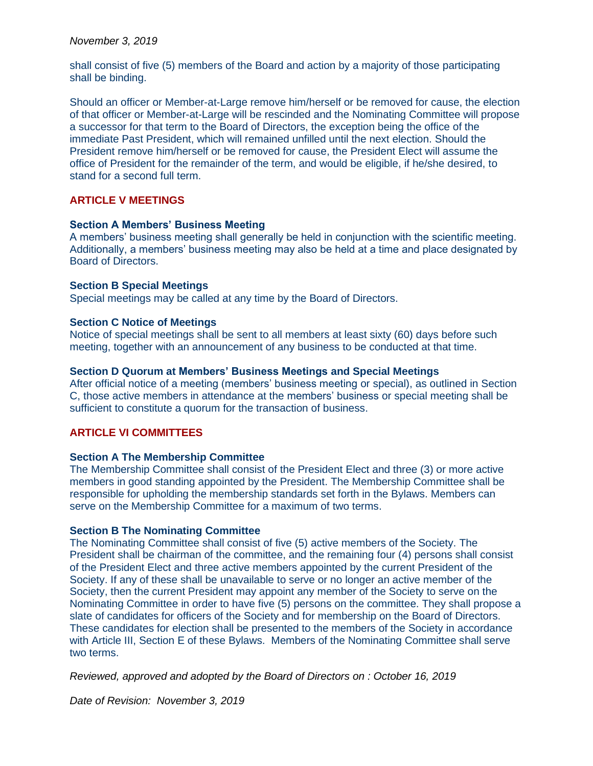shall consist of five (5) members of the Board and action by a majority of those participating shall be binding.

Should an officer or Member-at-Large remove him/herself or be removed for cause, the election of that officer or Member-at-Large will be rescinded and the Nominating Committee will propose a successor for that term to the Board of Directors, the exception being the office of the immediate Past President, which will remained unfilled until the next election. Should the President remove him/herself or be removed for cause, the President Elect will assume the office of President for the remainder of the term, and would be eligible, if he/she desired, to stand for a second full term.

## ARTICLE V MEETINGS

### Section A Members' Business Meeting

A members' business meeting shall generally be held in conjunction with the scientific meeting. Additionally, a members' business meeting may also be held at a time and place designated by Board of Directors.

### Section B Special Meetings

Special meetings may be called at any time by the Board of Directors.

### Section C Notice of Meetings

Notice of special meetings shall be sent to all members at least sixty (60) days before such meeting, together with an announcement of any business to be conducted at that time.

### Section D Quorum at Members' Business Meetings and Special Meetings

After official notice of a meeting (members' business meeting or special), as outlined in Section C, those active members in attendance at the members' business or special meeting shall be sufficient to constitute a quorum for the transaction of business.

## ARTICLE VI COMMITTEES

### Section A The Membership Committee

The Membership Committee shall consist of the President Elect and three (3) or more active members in good standing appointed by the President. The Membership Committee shall be responsible for upholding the membership standards set forth in the Bylaws. Members can serve on the Membership Committee for a maximum of two terms.

### Section B The Nominating Committee

The Nominating Committee shall consist of five (5) active members of the Society. The President shall be chairman of the committee, and the remaining four (4) persons shall consist of the President Elect and three active members appointed by the current President of the Society. If any of these shall be unavailable to serve or no longer an active member of the Society, then the current President may appoint any member of the Society to serve on the Nominating Committee in order to have five (5) persons on the committee. They shall propose a slate of candidates for officers of the Society and for membership on the Board of Directors. These candidates for election shall be presented to the members of the Society in accordance with Article III, Section E of these Bylaws. Members of the Nominating Committee shall serve two terms.

*Reviewed, approved and adopted by the Board of Directors on : October 16, 2019*

*Date of Revision: November 3, 2019*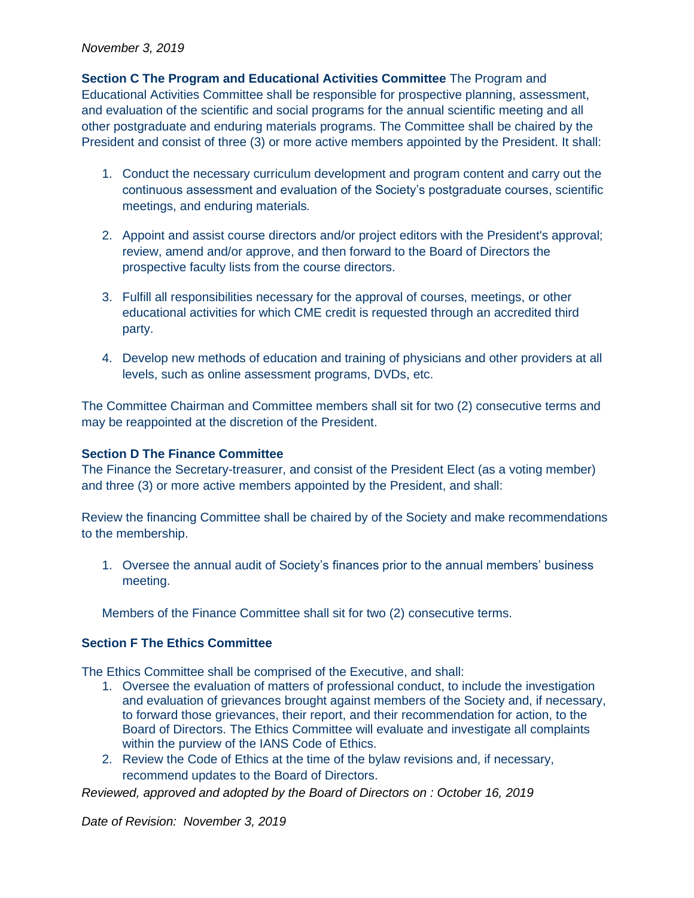*November 3, 2019*

**Section C The Program and Educational Activities Committee** The Program and Educational Activities Committee shall be responsible for prospective planning, assessment, and evaluation of the scientific and social programs for the annual scientific meeting and all other postgraduate and enduring materials programs. The Committee shall be chaired by the President and consist of three (3) or more active members appointed by the President. It shall:

1. Conduct the necessary curriculum development and program content and carry out the continuous assessment and evaluation of the Society's postgraduate courses, scientific meetings, and enduring materials.

2. Appoint and assist course directors and/or project editors with the President's approval; review, amend and/or approve, and then forward to the Board of Directors the prospective faculty lists from the course directors.

3. Fulfill all responsibilities necessary for the approval of courses, meetings, or other educational activities for which CME credit is requested through an accredited third party.

4. Develop new methods of education and training of physicians and other providers at all levels, such as online assessment programs, DVDs, etc.

The Committee Chairman and Committee members shall sit for two (2) consecutive terms and may be reappointed at the discretion of the President.

**Section D The Finance Committee**

The Finance the Secretary-treasurer, and consist of the President Elect (as a voting member) and three (3) or more active members appointed by the President, and shall:

Review the financing Committee shall be chaired by of the Society and make recommendations to the membership.

1. Oversee the annual audit of Society's finances prior to the annual members' business meeting.

Members of the Finance Committee shall sit for two (2) consecutive terms.

**Section F The Ethics Committee**

The Ethics Committee shall be comprised of the Executive, and shall:

1. Oversee the evaluation of matters of professional conduct, to include the investigation and evaluation of grievances brought against members of the Society and, if necessary, to forward those grievances, their report, and their recommendation for action, to the Board of Directors. The Ethics Committee will evaluate and investigate all complaints within the purview of the IANS Code of Ethics.
2. Review the Code of Ethics at the time of the bylaw revisions and, if necessary, recommend updates to the Board of Directors.

*Reviewed, approved and adopted by the Board of Directors on : October 16, 2019*

*Date of Revision: November 3, 2019*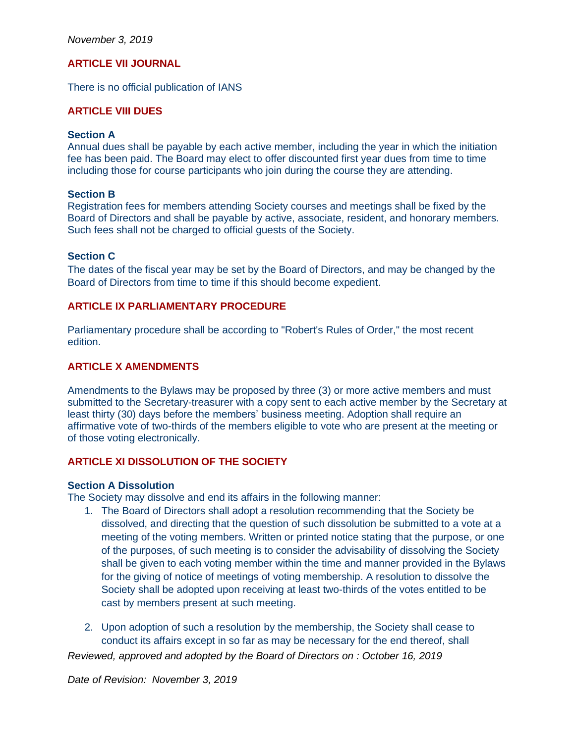## ARTICLE VII JOURNAL

There is no official publication of IANS

## ARTICLE VIII DUES

**Section A**
Annual dues shall be payable by each active member, including the year in which the initiation fee has been paid. The Board may elect to offer discounted first year dues from time to time including those for course participants who join during the course they are attending.

**Section B**
Registration fees for members attending Society courses and meetings shall be fixed by the Board of Directors and shall be payable by active, associate, resident, and honorary members. Such fees shall not be charged to official guests of the Society.

**Section C**
The dates of the fiscal year may be set by the Board of Directors, and may be changed by the Board of Directors from time to time if this should become expedient.

## ARTICLE IX PARLIAMENTARY PROCEDURE

Parliamentary procedure shall be according to "Robert's Rules of Order," the most recent edition.

## ARTICLE X AMENDMENTS

Amendments to the Bylaws may be proposed by three (3) or more active members and must submitted to the Secretary-treasurer with a copy sent to each active member by the Secretary at least thirty (30) days before the members' business meeting. Adoption shall require an affirmative vote of two-thirds of the members eligible to vote who are present at the meeting or of those voting electronically.

## ARTICLE XI DISSOLUTION OF THE SOCIETY

**Section A Dissolution**
The Society may dissolve and end its affairs in the following manner:

1. The Board of Directors shall adopt a resolution recommending that the Society be dissolved, and directing that the question of such dissolution be submitted to a vote at a meeting of the voting members. Written or printed notice stating that the purpose, or one of the purposes, of such meeting is to consider the advisability of dissolving the Society shall be given to each voting member within the time and manner provided in the Bylaws for the giving of notice of meetings of voting membership. A resolution to dissolve the Society shall be adopted upon receiving at least two-thirds of the votes entitled to be cast by members present at such meeting.

2. Upon adoption of such a resolution by the membership, the Society shall cease to conduct its affairs except in so far as may be necessary for the end thereof, shall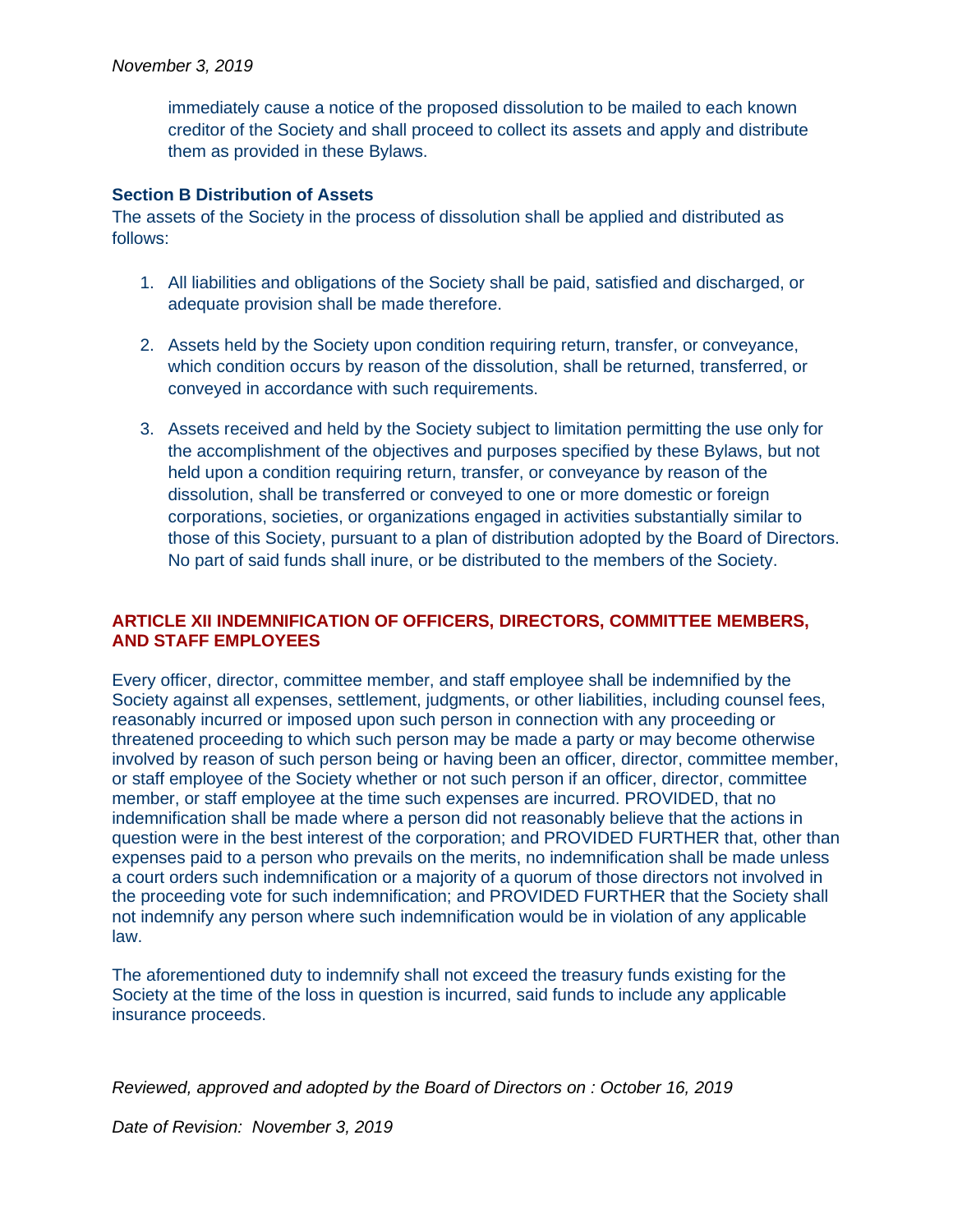immediately cause a notice of the proposed dissolution to be mailed to each known creditor of the Society and shall proceed to collect its assets and apply and distribute them as provided in these Bylaws.

### Section B Distribution of Assets

The assets of the Society in the process of dissolution shall be applied and distributed as follows:

1. All liabilities and obligations of the Society shall be paid, satisfied and discharged, or adequate provision shall be made therefore.

2. Assets held by the Society upon condition requiring return, transfer, or conveyance, which condition occurs by reason of the dissolution, shall be returned, transferred, or conveyed in accordance with such requirements.

3. Assets received and held by the Society subject to limitation permitting the use only for the accomplishment of the objectives and purposes specified by these Bylaws, but not held upon a condition requiring return, transfer, or conveyance by reason of the dissolution, shall be transferred or conveyed to one or more domestic or foreign corporations, societies, or organizations engaged in activities substantially similar to those of this Society, pursuant to a plan of distribution adopted by the Board of Directors. No part of said funds shall inure, or be distributed to the members of the Society.

## ARTICLE XII INDEMNIFICATION OF OFFICERS, DIRECTORS, COMMITTEE MEMBERS, AND STAFF EMPLOYEES

Every officer, director, committee member, and staff employee shall be indemnified by the Society against all expenses, settlement, judgments, or other liabilities, including counsel fees, reasonably incurred or imposed upon such person in connection with any proceeding or threatened proceeding to which such person may be made a party or may become otherwise involved by reason of such person being or having been an officer, director, committee member, or staff employee of the Society whether or not such person if an officer, director, committee member, or staff employee at the time such expenses are incurred. PROVIDED, that no indemnification shall be made where a person did not reasonably believe that the actions in question were in the best interest of the corporation; and PROVIDED FURTHER that, other than expenses paid to a person who prevails on the merits, no indemnification shall be made unless a court orders such indemnification or a majority of a quorum of those directors not involved in the proceeding vote for such indemnification; and PROVIDED FURTHER that the Society shall not indemnify any person where such indemnification would be in violation of any applicable law.

The aforementioned duty to indemnify shall not exceed the treasury funds existing for the Society at the time of the loss in question is incurred, said funds to include any applicable insurance proceeds.

*Reviewed, approved and adopted by the Board of Directors on : October 16, 2019*

*Date of Revision: November 3, 2019*